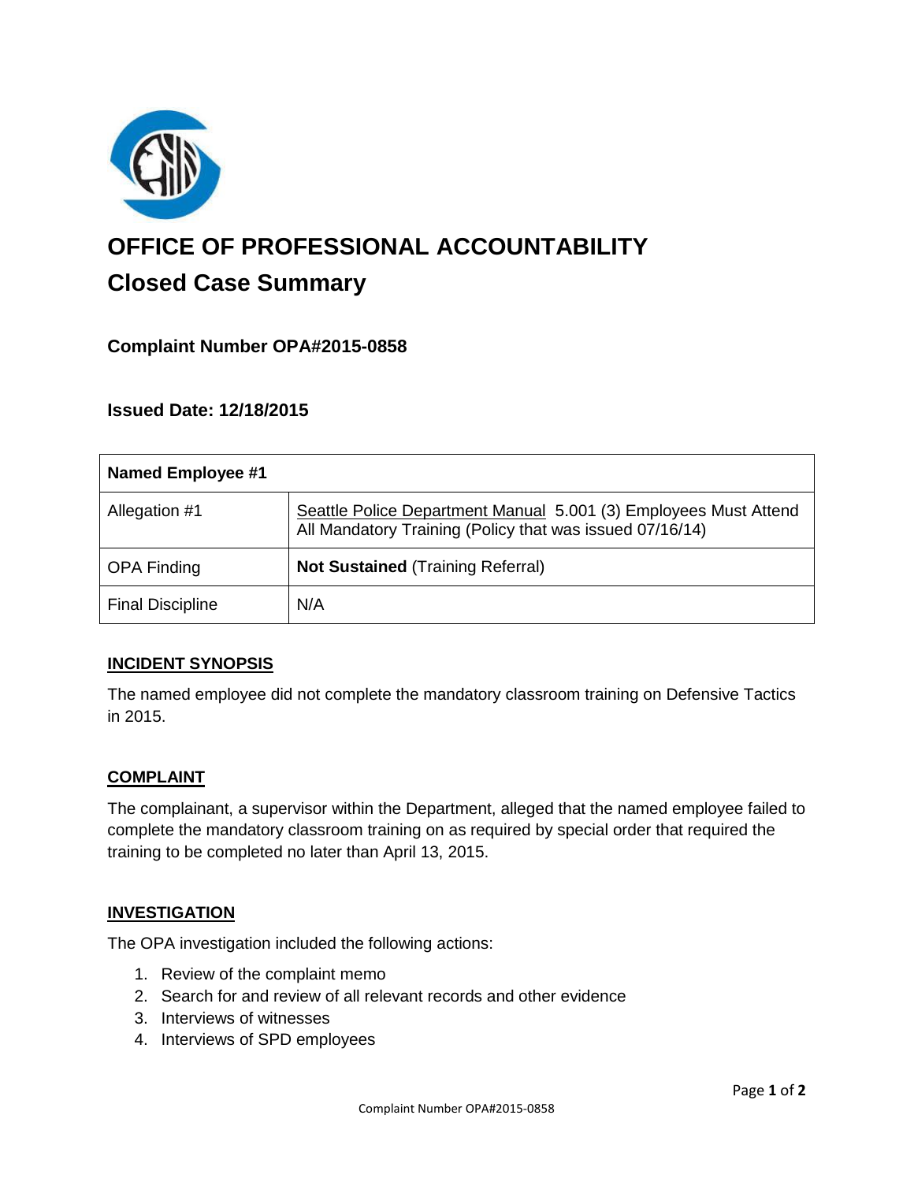# OFFICE OF PROFESSIONAL ACCOUNTABILITY

## Closed Case Summary

### Complaint Number OPA#2015-0858

### Issued Date: 12/18/2015

| **Named Employee #1** | |
|---|---|
| Allegation #1 | Seattle Police Department Manual 5.001 (3) Employees Must Attend All Mandatory Training (Policy that was issued 07/16/14) |
| OPA Finding | **Not Sustained** (Training Referral) |
| Final Discipline | N/A |

**INCIDENT SYNOPSIS**

The named employee did not complete the mandatory classroom training on Defensive Tactics in 2015.

**COMPLAINT**

The complainant, a supervisor within the Department, alleged that the named employee failed to complete the mandatory classroom training on as required by special order that required the training to be completed no later than April 13, 2015.

**INVESTIGATION**

The OPA investigation included the following actions:

1. Review of the complaint memo
2. Search for and review of all relevant records and other evidence
3. Interviews of witnesses
4. Interviews of SPD employees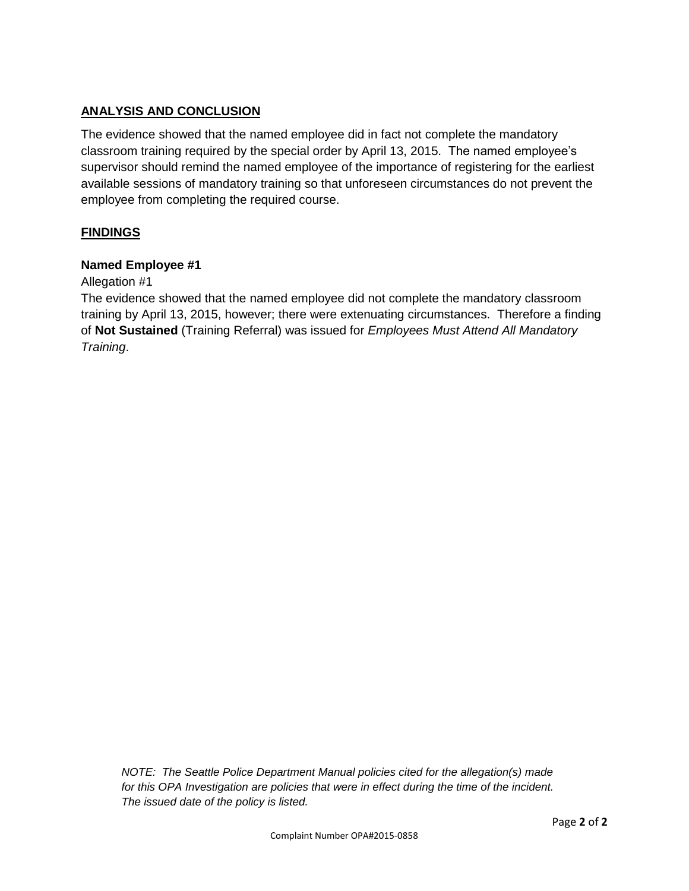## ANALYSIS AND CONCLUSION

The evidence showed that the named employee did in fact not complete the mandatory classroom training required by the special order by April 13, 2015. The named employee's supervisor should remind the named employee of the importance of registering for the earliest available sessions of mandatory training so that unforeseen circumstances do not prevent the employee from completing the required course.

## FINDINGS

**Named Employee #1**

Allegation #1

The evidence showed that the named employee did not complete the mandatory classroom training by April 13, 2015, however; there were extenuating circumstances. Therefore a finding of **Not Sustained** (Training Referral) was issued for *Employees Must Attend All Mandatory Training*.

*NOTE: The Seattle Police Department Manual policies cited for the allegation(s) made for this OPA Investigation are policies that were in effect during the time of the incident. The issued date of the policy is listed.*

Complaint Number OPA#2015-0858